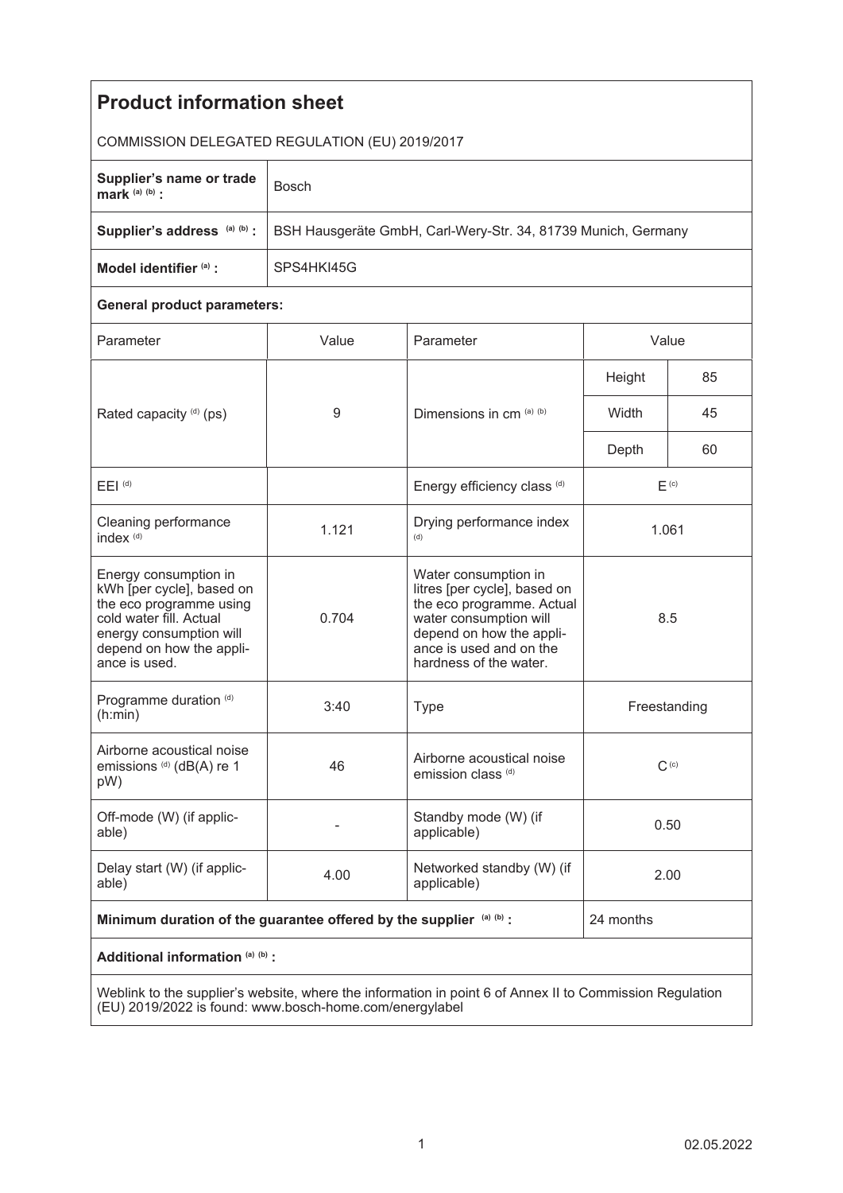# Product information sheet

COMMISSION DELEGATED REGULATION (EU) 2019/2017

| | |
|---|---|
| **Supplier's name or trade mark** [(a) (b)] **:** | Bosch |
| **Supplier's address** [(a) (b)] **:** | BSH Hausgeräte GmbH, Carl-Wery-Str. 34, 81739 Munich, Germany |
| **Model identifier** [(a)] **:** | SPS4HKI45G |

**General product parameters:**

| Parameter | Value | Parameter | Value | |
|---|---|---|---|---|
| Rated capacity [(d)] (ps) | 9 | Dimensions in cm [(a) (b)] | Height | 85 |
| | | | Width | 45 |
| | | | Depth | 60 |
| EEI [(d)] | | Energy efficiency class [(d)] | E [(c)] | |
| Cleaning performance index [(d)] | 1.121 | Drying performance index [(d)] | 1.061 | |
| Energy consumption in kWh [per cycle], based on the eco programme using cold water fill. Actual energy consumption will depend on how the appliance is used. | 0.704 | Water consumption in litres [per cycle], based on the eco programme. Actual water consumption will depend on how the appliance is used and on the hardness of the water. | 8.5 | |
| Programme duration [(d)] (h:min) | 3:40 | Type | Freestanding | |
| Airborne acoustical noise emissions [(d)] (dB(A) re 1 pW) | 46 | Airborne acoustical noise emission class [(d)] | C [(c)] | |
| Off-mode (W) (if applicable) | - | Standby mode (W) (if applicable) | 0.50 | |
| Delay start (W) (if applicable) | 4.00 | Networked standby (W) (if applicable) | 2.00 | |
| **Minimum duration of the guarantee offered by the supplier** [(a) (b)] **:** | | | 24 months | |

**Additional information** [(a) (b)] **:**

Weblink to the supplier's website, where the information in point 6 of Annex II to Commission Regulation (EU) 2019/2022 is found: www.bosch-home.com/energylabel

02.05.2022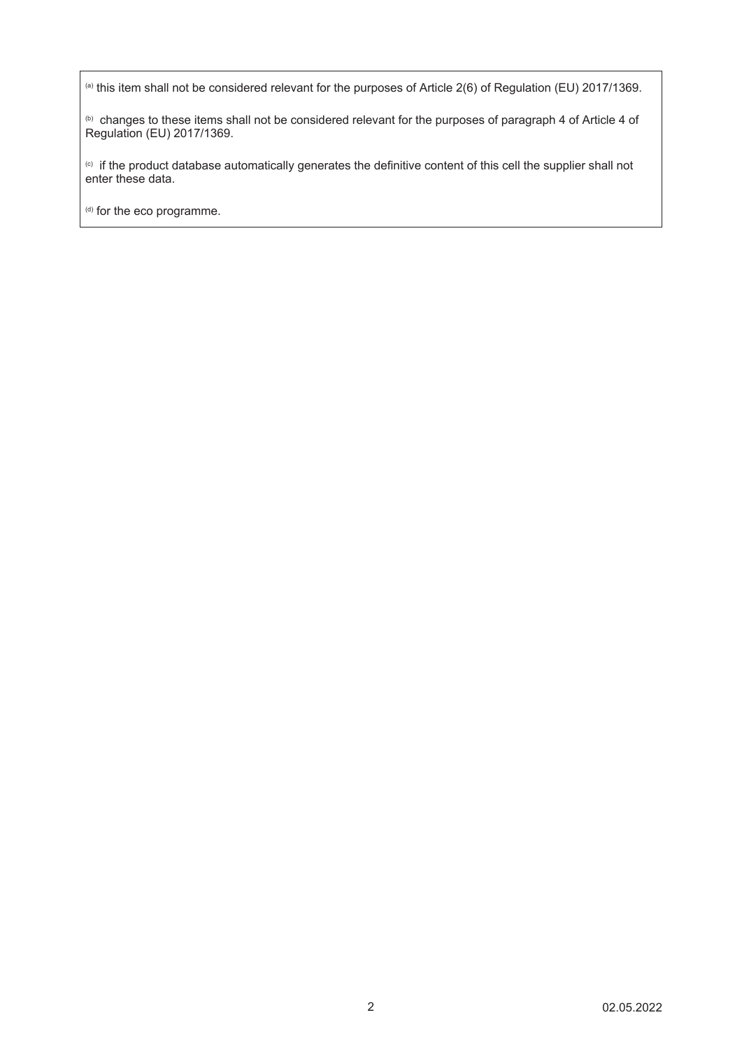[a] this item shall not be considered relevant for the purposes of Article 2(6) of Regulation (EU) 2017/1369.

[b] changes to these items shall not be considered relevant for the purposes of paragraph 4 of Article 4 of Regulation (EU) 2017/1369.

[c] if the product database automatically generates the definitive content of this cell the supplier shall not enter these data.

[d] for the eco programme.

02.05.2022